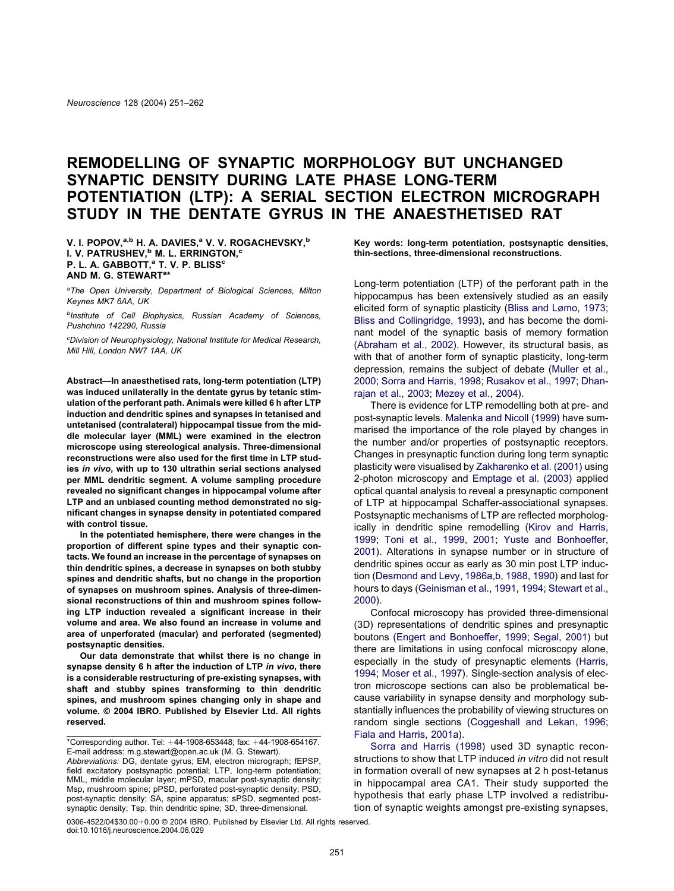# REMODELLING OF SYNAPTIC MORPHOLOGY BUT UNCHANGED SYNAPTIC DENSITY DURING LATE PHASE LONG-TERM POTENTIATION (LTP): A SERIAL SECTION ELECTRON MICROGRAPH STUDY IN THE DENTATE GYRUS IN THE ANAESTHETISED RAT

**V. I. POPOV,[a,b] H. A. DAVIES,[a] V. V. ROGACHEVSKY,[b] I. V. PATRUSHEV,[b] M. L. ERRINGTON,[c] P. L. A. GABBOTT,[a] T. V. P. BLISS[c] AND M. G. STEWART[a]***

[a] *The Open University, Department of Biological Sciences, Milton Keynes MK7 6AA, UK*

[b] *Institute of Cell Biophysics, Russian Academy of Sciences, Pushchino 142290, Russia*

[c] *Division of Neurophysiology, National Institute for Medical Research, Mill Hill, London NW7 1AA, UK*

**Abstract—In anaesthetised rats, long-term potentiation (LTP) was induced unilaterally in the dentate gyrus by tetanic stimulation of the perforant path. Animals were killed 6 h after LTP induction and dendritic spines and synapses in tetanised and untetanised (contralateral) hippocampal tissue from the middle molecular layer (MML) were examined in the electron microscope using stereological analysis. Three-dimensional reconstructions were also used for the first time in LTP studies *in vivo*, with up to 130 ultrathin serial sections analysed per MML dendritic segment. A volume sampling procedure revealed no significant changes in hippocampal volume after LTP and an unbiased counting method demonstrated no significant changes in synapse density in potentiated compared with control tissue.**

**In the potentiated hemisphere, there were changes in the proportion of different spine types and their synaptic contacts. We found an increase in the percentage of synapses on thin dendritic spines, a decrease in synapses on both stubby spines and dendritic shafts, but no change in the proportion of synapses on mushroom spines. Analysis of three-dimensional reconstructions of thin and mushroom spines following LTP induction revealed a significant increase in their volume and area. We also found an increase in volume and area of unperforated (macular) and perforated (segmented) postsynaptic densities.**

**Our data demonstrate that whilst there is no change in synapse density 6 h after the induction of LTP *in vivo*, there is a considerable restructuring of pre-existing synapses, with shaft and stubby spines transforming to thin dendritic spines, and mushroom spines changing only in shape and volume. © 2004 IBRO. Published by Elsevier Ltd. All rights reserved.**

**Key words: long-term potentiation, postsynaptic densities, thin-sections, three-dimensional reconstructions.**

Long-term potentiation (LTP) of the perforant path in the hippocampus has been extensively studied as an easily elicited form of synaptic plasticity (Bliss and Lømo, 1973; Bliss and Collingridge, 1993), and has become the dominant model of the synaptic basis of memory formation (Abraham et al., 2002). However, its structural basis, as with that of another form of synaptic plasticity, long-term depression, remains the subject of debate (Muller et al., 2000; Sorra and Harris, 1998; Rusakov et al., 1997; Dhanrajan et al., 2003; Mezey et al., 2004).

There is evidence for LTP remodelling both at pre- and post-synaptic levels. Malenka and Nicoll (1999) have summarised the importance of the role played by changes in the number and/or properties of postsynaptic receptors. Changes in presynaptic function during long term synaptic plasticity were visualised by Zakharenko et al. (2001) using 2-photon microscopy and Emptage et al. (2003) applied optical quantal analysis to reveal a presynaptic component of LTP at hippocampal Schaffer-associational synapses. Postsynaptic mechanisms of LTP are reflected morphologically in dendritic spine remodelling (Kirov and Harris, 1999; Toni et al., 1999, 2001; Yuste and Bonhoeffer, 2001). Alterations in synapse number or in structure of dendritic spines occur as early as 30 min post LTP induction (Desmond and Levy, 1986a,b, 1988, 1990) and last for hours to days (Geinisman et al., 1991, 1994; Stewart et al., 2000).

Confocal microscopy has provided three-dimensional (3D) representations of dendritic spines and presynaptic boutons (Engert and Bonhoeffer, 1999; Segal, 2001) but there are limitations in using confocal microscopy alone, especially in the study of presynaptic elements (Harris, 1994; Moser et al., 1997). Single-section analysis of electron microscope sections can also be problematical because variability in synapse density and morphology substantially influences the probability of viewing structures on random single sections (Coggeshall and Lekan, 1996; Fiala and Harris, 2001a).

Sorra and Harris (1998) used 3D synaptic reconstructions to show that LTP induced *in vitro* did not result in formation overall of new synapses at 2 h post-tetanus in hippocampal area CA1. Their study supported the hypothesis that early phase LTP involved a redistribution of synaptic weights amongst pre-existing synapses,

---

*Corresponding author. Tel: +44-1908-653448; fax: +44-1908-654167. E-mail address: m.g.stewart@open.ac.uk (M. G. Stewart).

*Abbreviations:* DG, dentate gyrus; EM, electron micrograph; fEPSP, field excitatory postsynaptic potential; LTP, long-term potentiation; MML, middle molecular layer; mPSD, macular post-synaptic density; Msp, mushroom spine; pPSD, perforated post-synaptic density; PSD, post-synaptic density; SA, spine apparatus; sPSD, segmented post-synaptic density; Tsp, thin dendritic spine; 3D, three-dimensional.

0306-4522/04$30.00+0.00 © 2004 IBRO. Published by Elsevier Ltd. All rights reserved.
doi:10.1016/j.neuroscience.2004.06.029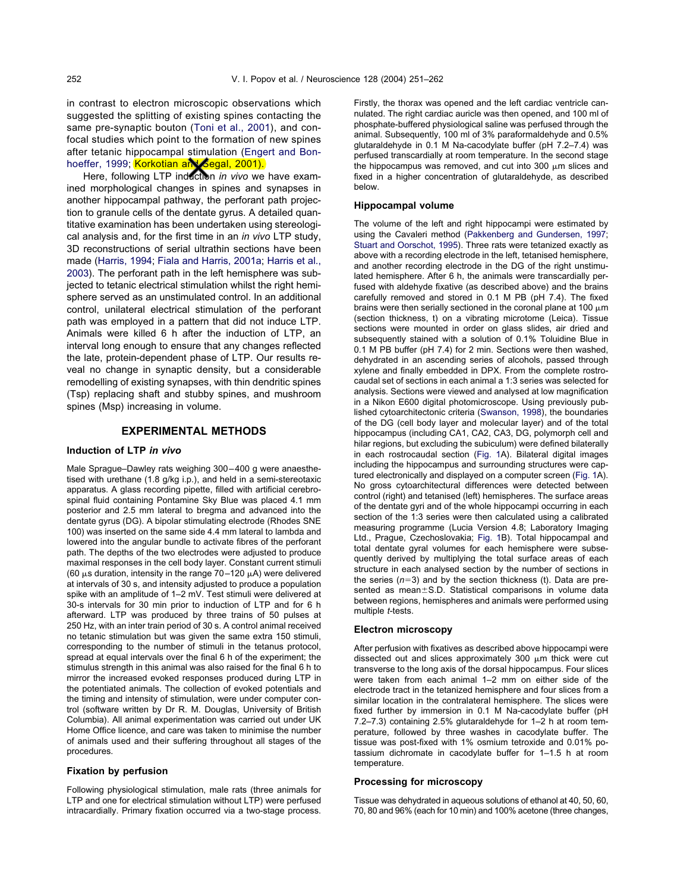in contrast to electron microscopic observations which suggested the splitting of existing spines contacting the same pre-synaptic bouton (Toni et al., 2001), and confocal studies which point to the formation of new spines after tetanic hippocampal stimulation (Engert and Bonhoeffer, 1999; Korkotian and Segal, 2001).

Here, following LTP induction *in vivo* we have examined morphological changes in spines and synapses in another hippocampal pathway, the perforant path projection to granule cells of the dentate gyrus. A detailed quantitative examination has been undertaken using stereological analysis and, for the first time in an *in vivo* LTP study, 3D reconstructions of serial ultrathin sections have been made (Harris, 1994; Fiala and Harris, 2001a; Harris et al., 2003). The perforant path in the left hemisphere was subjected to tetanic electrical stimulation whilst the right hemisphere served as an unstimulated control. In an additional control, unilateral electrical stimulation of the perforant path was employed in a pattern that did not induce LTP. Animals were killed 6 h after the induction of LTP, an interval long enough to ensure that any changes reflected the late, protein-dependent phase of LTP. Our results reveal no change in synaptic density, but a considerable remodelling of existing synapses, with thin dendritic spines (Tsp) replacing shaft and stubby spines, and mushroom spines (Msp) increasing in volume.

## EXPERIMENTAL METHODS

### Induction of LTP *in vivo*

Male Sprague–Dawley rats weighing 300–400 g were anaesthetised with urethane (1.8 g/kg i.p.), and held in a semi-stereotaxic apparatus. A glass recording pipette, filled with artificial cerebrospinal fluid containing Pontamine Sky Blue was placed 4.1 mm posterior and 2.5 mm lateral to bregma and advanced into the dentate gyrus (DG). A bipolar stimulating electrode (Rhodes SNE 100) was inserted on the same side 4.4 mm lateral to lambda and lowered into the angular bundle to activate fibres of the perforant path. The depths of the two electrodes were adjusted to produce maximal responses in the cell body layer. Constant current stimuli (60 μs duration, intensity in the range 70–120 μA) were delivered at intervals of 30 s, and intensity adjusted to produce a population spike with an amplitude of 1–2 mV. Test stimuli were delivered at 30-s intervals for 30 min prior to induction of LTP and for 6 h afterward. LTP was produced by three trains of 50 pulses at 250 Hz, with an inter train period of 30 s. A control animal received no tetanic stimulation but was given the same extra 150 stimuli, corresponding to the number of stimuli in the tetanus protocol, spread at equal intervals over the final 6 h of the experiment; the stimulus strength in this animal was also raised for the final 6 h to mirror the increased evoked responses produced during LTP in the potentiated animals. The collection of evoked potentials and the timing and intensity of stimulation, were under computer control (software written by Dr R. M. Douglas, University of British Columbia). All animal experimentation was carried out under UK Home Office licence, and care was taken to minimise the number of animals used and their suffering throughout all stages of the procedures.

### Fixation by perfusion

Following physiological stimulation, male rats (three animals for LTP and one for electrical stimulation without LTP) were perfused intracardially. Primary fixation occurred via a two-stage process. Firstly, the thorax was opened and the left cardiac ventricle cannulated. The right cardiac auricle was then opened, and 100 ml of phosphate-buffered physiological saline was perfused through the animal. Subsequently, 100 ml of 3% paraformaldehyde and 0.5% glutaraldehyde in 0.1 M Na-cacodylate buffer (pH 7.2–7.4) was perfused transcardially at room temperature. In the second stage the hippocampus was removed, and cut into 300 μm slices and fixed in a higher concentration of glutaraldehyde, as described below.

### Hippocampal volume

The volume of the left and right hippocampi were estimated by using the Cavaleri method (Pakkenberg and Gundersen, 1997; Stuart and Oorschot, 1995). Three rats were tetanized exactly as above with a recording electrode in the left, tetanised hemisphere, and another recording electrode in the DG of the right unstimulated hemisphere. After 6 h, the animals were transcardially perfused with aldehyde fixative (as described above) and the brains carefully removed and stored in 0.1 M PB (pH 7.4). The fixed brains were then serially sectioned in the coronal plane at 100 μm (section thickness, t) on a vibrating microtome (Leica). Tissue sections were mounted in order on glass slides, air dried and subsequently stained with a solution of 0.1% Toluidine Blue in 0.1 M PB buffer (pH 7.4) for 2 min. Sections were then washed, dehydrated in an ascending series of alcohols, passed through xylene and finally embedded in DPX. From the complete rostrocaudal set of sections in each animal a 1:3 series was selected for analysis. Sections were viewed and analysed at low magnification in a Nikon E600 digital photomicroscope. Using previously published cytoarchitectonic criteria (Swanson, 1998), the boundaries of the DG (cell body layer and molecular layer) and of the total hippocampus (including CA1, CA2, CA3, DG, polymorph cell and hilar regions, but excluding the subiculum) were defined bilaterally in each rostrocaudal section (Fig. 1A). Bilateral digital images including the hippocampus and surrounding structures were captured electronically and displayed on a computer screen (Fig. 1A). No gross cytoarchitectural differences were detected between control (right) and tetanised (left) hemispheres. The surface areas of the dentate gyri and of the whole hippocampi occurring in each section of the 1:3 series were then calculated using a calibrated measuring programme (Lucia Version 4.8; Laboratory Imaging Ltd., Prague, Czechoslovakia; Fig. 1B). Total hippocampal and total dentate gyral volumes for each hemisphere were subsequently derived by multiplying the total surface areas of each structure in each analysed section by the number of sections in the series ($n$=3) and by the section thickness (t). Data are presented as mean±S.D. Statistical comparisons in volume data between regions, hemispheres and animals were performed using multiple $t$-tests.

### Electron microscopy

After perfusion with fixatives as described above hippocampi were dissected out and slices approximately 300 μm thick were cut transverse to the long axis of the dorsal hippocampus. Four slices were taken from each animal 1–2 mm on either side of the electrode tract in the tetanized hemisphere and four slices from a similar location in the contralateral hemisphere. The slices were fixed further by immersion in 0.1 M Na-cacodylate buffer (pH 7.2–7.3) containing 2.5% glutaraldehyde for 1–2 h at room temperature, followed by three washes in cacodylate buffer. The tissue was post-fixed with 1% osmium tetroxide and 0.01% potassium dichromate in cacodylate buffer for 1–1.5 h at room temperature.

### Processing for microscopy

Tissue was dehydrated in aqueous solutions of ethanol at 40, 50, 60, 70, 80 and 96% (each for 10 min) and 100% acetone (three changes,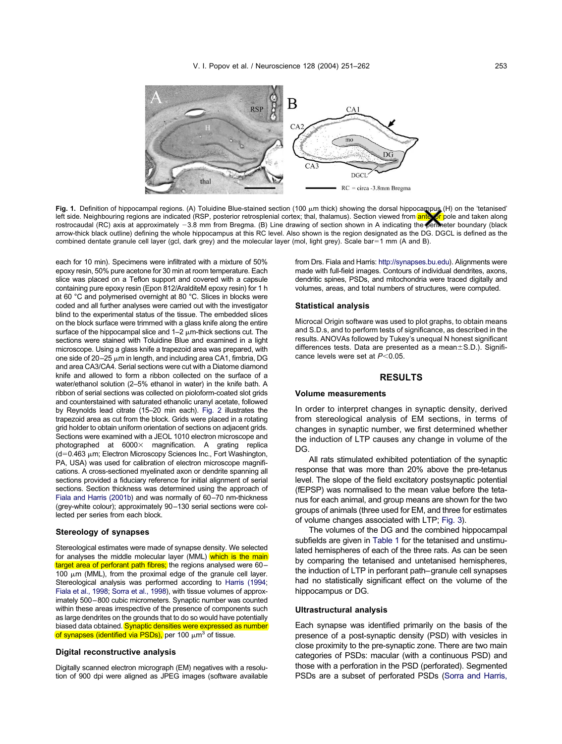**Fig. 1.** Definition of hippocampal regions. (A) Toluidine Blue-stained section (100 μm thick) showing the dorsal hippocampus (H) on the 'tetanised' left side. Neighbouring regions are indicated (RSP, posterior retrosplenial cortex; thal, thalamus). Section viewed from anterior pole and taken along rostrocaudal (RC) axis at approximately −3.8 mm from Bregma. (B) Line drawing of section shown in A indicating the perimeter boundary (black arrow-thick black outline) defining the whole hippocampus at this RC level. Also shown is the region designated as the DG. DGCL is defined as the combined dentate granule cell layer (gcl, dark grey) and the molecular layer (mol, light grey). Scale bar=1 mm (A and B).

each for 10 min). Specimens were infiltrated with a mixture of 50% epoxy resin, 50% pure acetone for 30 min at room temperature. Each slice was placed on a Teflon support and covered with a capsule containing pure epoxy resin (Epon 812/AralditeM epoxy resin) for 1 h at 60 °C and polymerised overnight at 80 °C. Slices in blocks were coded and all further analyses were carried out with the investigator blind to the experimental status of the tissue. The embedded slices on the block surface were trimmed with a glass knife along the entire surface of the hippocampal slice and 1–2 μm-thick sections cut. The sections were stained with Toluidine Blue and examined in a light microscope. Using a glass knife a trapezoid area was prepared, with one side of 20–25 μm in length, and including area CA1, fimbria, DG and area CA3/CA4. Serial sections were cut with a Diatome diamond knife and allowed to form a ribbon collected on the surface of a water/ethanol solution (2–5% ethanol in water) in the knife bath. A ribbon of serial sections was collected on pioloform-coated slot grids and counterstained with saturated ethanolic uranyl acetate, followed by Reynolds lead citrate (15–20 min each). Fig. 2 illustrates the trapezoid area as cut from the block. Grids were placed in a rotating grid holder to obtain uniform orientation of sections on adjacent grids. Sections were examined with a JEOL 1010 electron microscope and photographed at 6000× magnification. A grating replica (d=0.463 μm; Electron Microscopy Sciences Inc., Fort Washington, PA, USA) was used for calibration of electron microscope magnifications. A cross-sectioned myelinated axon or dendrite spanning all sections provided a fiduciary reference for initial alignment of serial sections. Section thickness was determined using the approach of Fiala and Harris (2001b) and was normally of 60–70 nm-thickness (grey-white colour); approximately 90–130 serial sections were collected per series from each block.

### Stereology of synapses

Stereological estimates were made of synapse density. We selected for analyses the middle molecular layer (MML) which is the main target area of perforant path fibres; the regions analysed were 60–100 μm (MML), from the proximal edge of the granule cell layer. Stereological analysis was performed according to Harris (1994; Fiala et al., 1998; Sorra et al., 1998), with tissue volumes of approximately 500–800 cubic micrometers. Synaptic number was counted within these areas irrespective of the presence of components such as large dendrites on the grounds that to do so would have potentially biased data obtained. Synaptic densities were expressed as number of synapses (identified via PSDs), per 100 μm$^3$ of tissue.

### Digital reconstructive analysis

Digitally scanned electron micrograph (EM) negatives with a resolution of 900 dpi were aligned as JPEG images (software available from Drs. Fiala and Harris: http://synapses.bu.edu). Alignments were made with full-field images. Contours of individual dendrites, axons, dendritic spines, PSDs, and mitochondria were traced digitally and volumes, areas, and total numbers of structures, were computed.

### Statistical analysis

Microcal Origin software was used to plot graphs, to obtain means and S.D.s, and to perform tests of significance, as described in the results. ANOVAs followed by Tukey's unequal N honest significant differences tests. Data are presented as a mean±S.D.). Significance levels were set at $P<0.05$.

## RESULTS

### Volume measurements

In order to interpret changes in synaptic density, derived from stereological analysis of EM sections, in terms of changes in synaptic number, we first determined whether the induction of LTP causes any change in volume of the DG.

All rats stimulated exhibited potentiation of the synaptic response that was more than 20% above the pre-tetanus level. The slope of the field excitatory postsynaptic potential (fEPSP) was normalised to the mean value before the tetanus for each animal, and group means are shown for the two groups of animals (three used for EM, and three for estimates of volume changes associated with LTP; Fig. 3).

The volumes of the DG and the combined hippocampal subfields are given in Table 1 for the tetanised and unstimulated hemispheres of each of the three rats. As can be seen by comparing the tetanised and untetanised hemispheres, the induction of LTP in perforant path–granule cell synapses had no statistically significant effect on the volume of the hippocampus or DG.

### Ultrastructural analysis

Each synapse was identified primarily on the basis of the presence of a post-synaptic density (PSD) with vesicles in close proximity to the pre-synaptic zone. There are two main categories of PSDs: macular (with a continuous PSD) and those with a perforation in the PSD (perforated). Segmented PSDs are a subset of perforated PSDs (Sorra and Harris,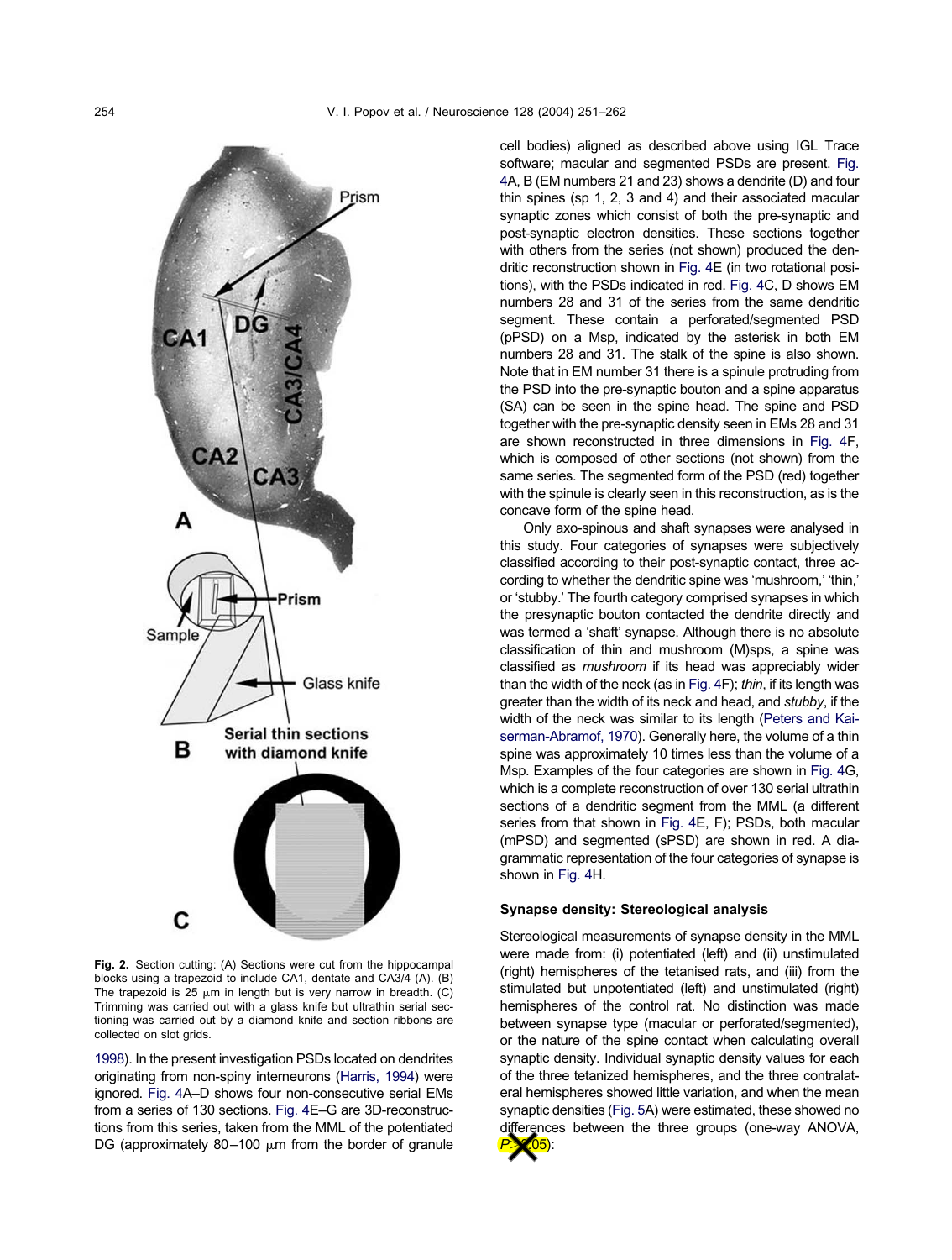**Fig. 2.** Section cutting: (A) Sections were cut from the hippocampal blocks using a trapezoid to include CA1, dentate and CA3/4 (A). (B) The trapezoid is 25 μm in length but is very narrow in breadth. (C) Trimming was carried out with a glass knife but ultrathin serial sectioning was carried out by a diamond knife and section ribbons are collected on slot grids.

1998). In the present investigation PSDs located on dendrites originating from non-spiny interneurons (Harris, 1994) were ignored. Fig. 4A–D shows four non-consecutive serial EMs from a series of 130 sections. Fig. 4E–G are 3D-reconstructions from this series, taken from the MML of the potentiated DG (approximately 80–100 μm from the border of granule cell bodies) aligned as described above using IGL Trace software; macular and segmented PSDs are present. Fig. 4A, B (EM numbers 21 and 23) shows a dendrite (D) and four thin spines (sp 1, 2, 3 and 4) and their associated macular synaptic zones which consist of both the pre-synaptic and post-synaptic electron densities. These sections together with others from the series (not shown) produced the dendritic reconstruction shown in Fig. 4E (in two rotational positions), with the PSDs indicated in red. Fig. 4C, D shows EM numbers 28 and 31 of the series from the same dendritic segment. These contain a perforated/segmented PSD (pPSD) on a Msp, indicated by the asterisk in both EM numbers 28 and 31. The stalk of the spine is also shown. Note that in EM number 31 there is a spinule protruding from the PSD into the pre-synaptic bouton and a spine apparatus (SA) can be seen in the spine head. The spine and PSD together with the pre-synaptic density seen in EMs 28 and 31 are shown reconstructed in three dimensions in Fig. 4F, which is composed of other sections (not shown) from the same series. The segmented form of the PSD (red) together with the spinule is clearly seen in this reconstruction, as is the concave form of the spine head.

Only axo-spinous and shaft synapses were analysed in this study. Four categories of synapses were subjectively classified according to their post-synaptic contact, three according to whether the dendritic spine was 'mushroom,' 'thin,' or 'stubby.' The fourth category comprised synapses in which the presynaptic bouton contacted the dendrite directly and was termed a 'shaft' synapse. Although there is no absolute classification of thin and mushroom (M)sps, a spine was classified as *mushroom* if its head was appreciably wider than the width of the neck (as in Fig. 4F); *thin*, if its length was greater than the width of its neck and head, and *stubby*, if the width of the neck was similar to its length (Peters and Kaiserman-Abramof, 1970). Generally here, the volume of a thin spine was approximately 10 times less than the volume of a Msp. Examples of the four categories are shown in Fig. 4G, which is a complete reconstruction of over 130 serial ultrathin sections of a dendritic segment from the MML (a different series from that shown in Fig. 4E, F); PSDs, both macular (mPSD) and segmented (sPSD) are shown in red. A diagrammatic representation of the four categories of synapse is shown in Fig. 4H.

### Synapse density: Stereological analysis

Stereological measurements of synapse density in the MML were made from: (i) potentiated (left) and (ii) unstimulated (right) hemispheres of the tetanised rats, and (iii) from the stimulated but unpotentiated (left) and unstimulated (right) hemispheres of the control rat. No distinction was made between synapse type (macular or perforated/segmented), or the nature of the spine contact when calculating overall synaptic density. Individual synaptic density values for each of the three tetanized hemispheres, and the three contralateral hemispheres showed little variation, and when the mean synaptic densities (Fig. 5A) were estimated, these showed no differences between the three groups (one-way ANOVA, $P>0.05$):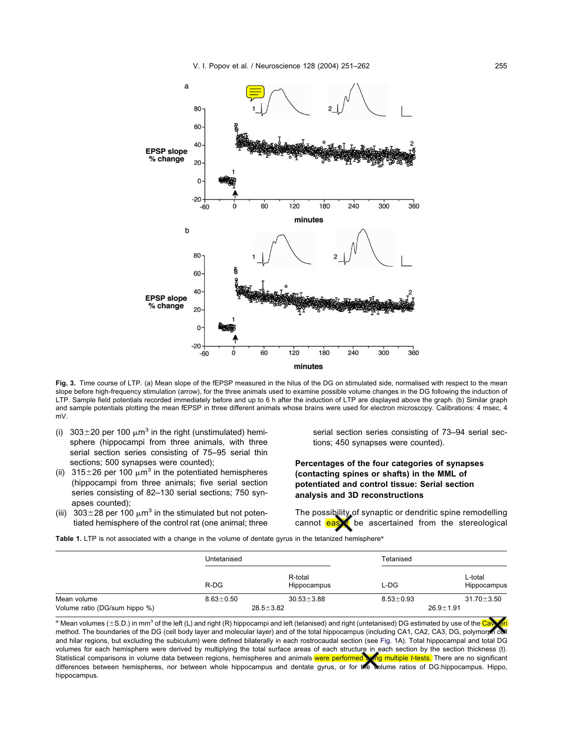**Fig. 3.** Time course of LTP. (a) Mean slope of the fEPSP measured in the hilus of the DG on stimulated side, normalised with respect to the mean slope before high-frequency stimulation (arrow), for the three animals used to examine possible volume changes in the DG following the induction of LTP. Sample field potentials recorded immediately before and up to 6 h after the induction of LTP are displayed above the graph. (b) Similar graph and sample potentials plotting the mean fEPSP in three different animals whose brains were used for electron microscopy. Calibrations: 4 msec, 4 mV.

(i) 303±20 per 100 $\mu m^3$ in the right (unstimulated) hemisphere (hippocampi from three animals, with three serial section series consisting of 75–95 serial thin sections; 500 synapses were counted);

(ii) 315±26 per 100 $\mu m^3$ in the potentiated hemispheres (hippocampi from three animals; five serial section series consisting of 82–130 serial sections; 750 synapses counted);

(iii) 303±28 per 100 $\mu m^3$ in the stimulated but not potentiated hemisphere of the control rat (one animal; three serial section series consisting of 73–94 serial sections; 450 synapses were counted).

### Percentages of the four categories of synapses (contacting spines or shafts) in the MML of potentiated and control tissue: Serial section analysis and 3D reconstructions

The possibility of synaptic or dendritic spine remodelling cannot easily be ascertained from the stereological

**Table 1.** LTP is not associated with a change in the volume of dentate gyrus in the tetanized hemisphere[a]

| | Untetanised | | Tetanised | |
|---|---|---|---|---|
| | R-DG | R-total Hippocampus | L-DG | L-total Hippocampus |
| Mean volume | 8.63±0.50 | 30.53±3.88 | 8.53±0.93 | 31.70±3.50 |
| Volume ratio (DG/sum hippo %) | 28.5±3.82 | | 26.9±1.91 | |

[a] Mean volumes (±S.D.) in $mm^3$ of the left (L) and right (R) hippocampi and left (tetanised) and right (untetanised) DG estimated by use of the Cavalieri method. The boundaries of the DG (cell body layer and molecular layer) and of the total hippocampus (including CA1, CA2, CA3, DG, polymorph cell and hilar regions, but excluding the subiculum) were defined bilaterally in each rostrocaudal section (see Fig. 1A). Total hippocampal and total DG volumes for each hemisphere were derived by multiplying the total surface areas of each structure in each section by the section thickness (t). Statistical comparisons in volume data between regions, hemispheres and animals were performed using multiple *t*-tests. There are no significant differences between hemispheres, nor between whole hippocampus and dentate gyrus, or for the volume ratios of DG:hippocampus. Hippo, hippocampus.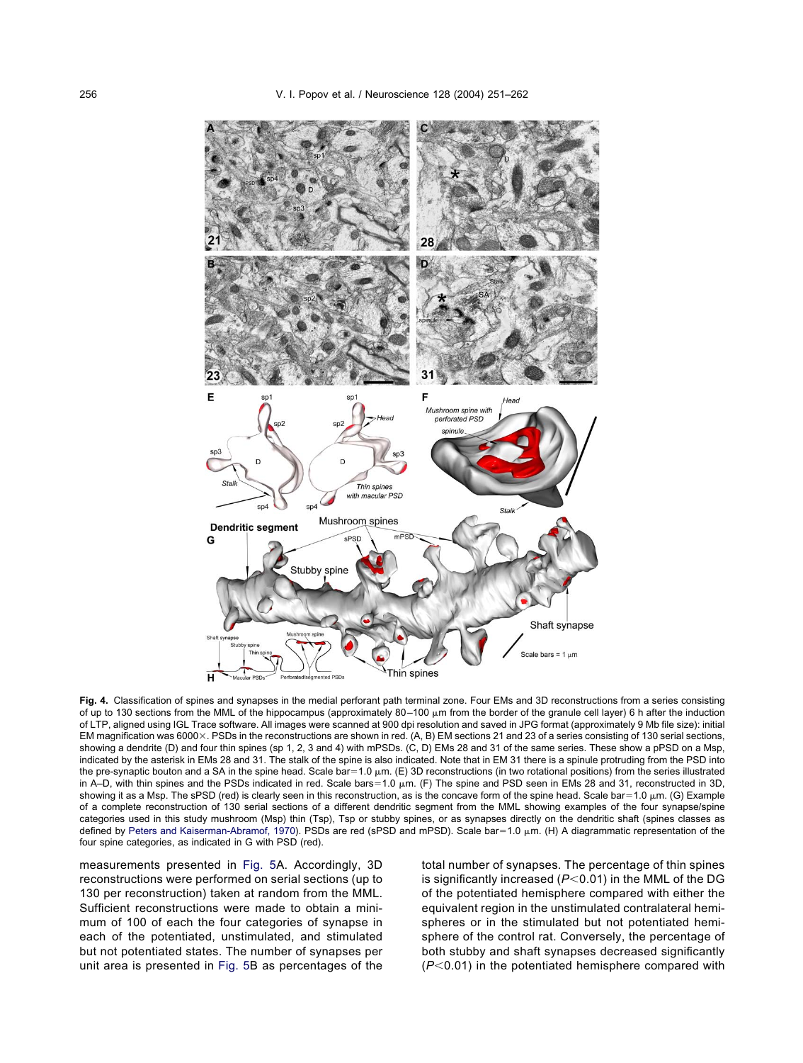**Fig. 4.** Classification of spines and synapses in the medial perforant path terminal zone. Four EMs and 3D reconstructions from a series consisting of up to 130 sections from the MML of the hippocampus (approximately 80–100 μm from the border of the granule cell layer) 6 h after the induction of LTP, aligned using IGL Trace software. All images were scanned at 900 dpi resolution and saved in JPG format (approximately 9 Mb file size): initial EM magnification was 6000×. PSDs in the reconstructions are shown in red. (A, B) EM sections 21 and 23 of a series consisting of 130 serial sections, showing a dendrite (D) and four thin spines (sp 1, 2, 3 and 4) with mPSDs. (C, D) EMs 28 and 31 of the same series. These show a pPSD on a Msp, indicated by the asterisk in EMs 28 and 31. The stalk of the spine is also indicated. Note that in EM 31 there is a spinule protruding from the PSD into the pre-synaptic bouton and a SA in the spine head. Scale bar=1.0 μm. (E) 3D reconstructions (in two rotational positions) from the series illustrated in A–D, with thin spines and the PSDs indicated in red. Scale bars=1.0 μm. (F) The spine and PSD seen in EMs 28 and 31, reconstructed in 3D, showing it as a Msp. The sPSD (red) is clearly seen in this reconstruction, as is the concave form of the spine head. Scale bar=1.0 μm. (G) Example of a complete reconstruction of 130 serial sections of a different dendritic segment from the MML showing examples of the four synapse/spine categories used in this study mushroom (Msp) thin (Tsp), Tsp or stubby spines, or as synapses directly on the dendritic shaft (spines classes as defined by Peters and Kaiserman-Abramof, 1970). PSDs are red (sPSD and mPSD). Scale bar=1.0 μm. (H) A diagrammatic representation of the four spine categories, as indicated in G with PSD (red).

measurements presented in Fig. 5A. Accordingly, 3D reconstructions were performed on serial sections (up to 130 per reconstruction) taken at random from the MML. Sufficient reconstructions were made to obtain a minimum of 100 of each the four categories of synapse in each of the potentiated, unstimulated, and stimulated but not potentiated states. The number of synapses per unit area is presented in Fig. 5B as percentages of the total number of synapses. The percentage of thin spines is significantly increased ($P<0.01$) in the MML of the DG of the potentiated hemisphere compared with either the equivalent region in the unstimulated contralateral hemispheres or in the stimulated but not potentiated hemisphere of the control rat. Conversely, the percentage of both stubby and shaft synapses decreased significantly ($P<0.01$) in the potentiated hemisphere compared with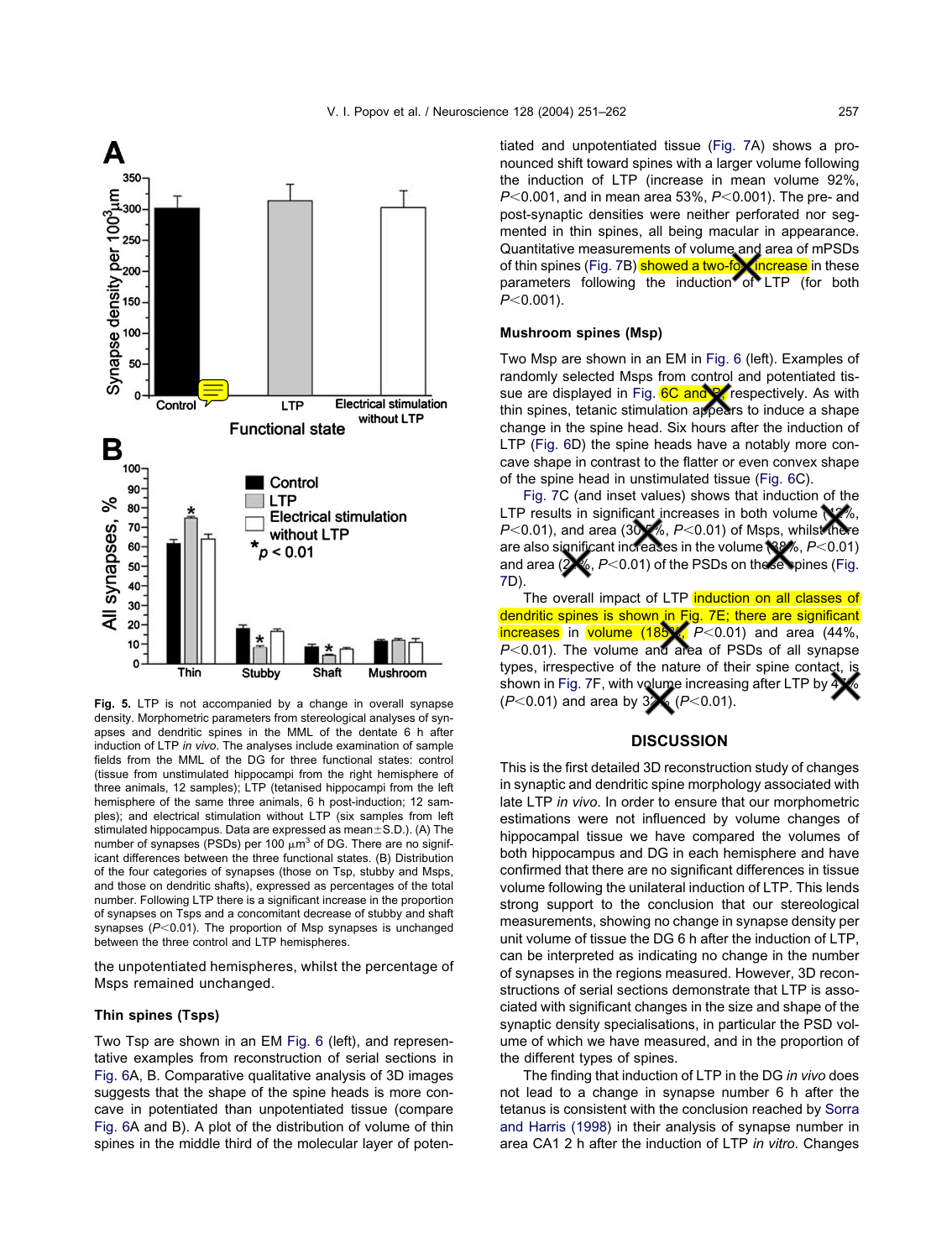Fig. 5. LTP is not accompanied by a change in overall synapse density. Morphometric parameters from stereological analyses of synapses and dendritic spines in the MML of the dentate 6 h after induction of LTP *in vivo*. The analyses include examination of sample fields from the MML of the DG for three functional states: control (tissue from unstimulated hippocampi from the right hemisphere of three animals, 12 samples); LTP (tetanised hippocampi from the left hemisphere of the same three animals, 6 h post-induction; 12 samples); and electrical stimulation without LTP (six samples from left stimulated hippocampus. Data are expressed as mean±S.D.). (A) The number of synapses (PSDs) per 100 $\mu m^3$ of DG. There are no significant differences between the three functional states. (B) Distribution of the four categories of synapses (those on Tsp, stubby and Msps, and those on dendritic shafts), expressed as percentages of the total number. Following LTP there is a significant increase in the proportion of synapses on Tsps and a concomitant decrease of stubby and shaft synapses ($P<0.01$). The proportion of Msp synapses is unchanged between the three control and LTP hemispheres.

the unpotentiated hemispheres, whilst the percentage of Msps remained unchanged.

### Thin spines (Tsps)

Two Tsp are shown in an EM Fig. 6 (left), and representative examples from reconstruction of serial sections in Fig. 6A, B. Comparative qualitative analysis of 3D images suggests that the shape of the spine heads is more concave in potentiated than unpotentiated tissue (compare Fig. 6A and B). A plot of the distribution of volume of thin spines in the middle third of the molecular layer of potentiated and unpotentiated tissue (Fig. 7A) shows a pronounced shift toward spines with a larger volume following the induction of LTP (increase in mean volume 92%, $P<0.001$, and in mean area 53%, $P<0.001$). The pre- and post-synaptic densities were neither perforated nor segmented in thin spines, all being macular in appearance. Quantitative measurements of volume and area of mPSDs of thin spines (Fig. 7B) showed a two-fold increase in these parameters following the induction of LTP (for both $P<0.001$).

### Mushroom spines (Msp)

Two Msp are shown in an EM in Fig. 6 (left). Examples of randomly selected Msps from control and potentiated tissue are displayed in Fig. 6C and D, respectively. As with thin spines, tetanic stimulation appears to induce a shape change in the spine head. Six hours after the induction of LTP (Fig. 6D) the spine heads have a notably more concave shape in contrast to the flatter or even convex shape of the spine head in unstimulated tissue (Fig. 6C).

Fig. 7C (and inset values) shows that induction of the LTP results in significant increases in both volume (42%, $P<0.01$), and area (30%, $P<0.01$) of Msps, whilst there are also significant increases in the volume (38%, $P<0.01$) and area (29%, $P<0.01$) of the PSDs on these spines (Fig. 7D).

The overall impact of LTP induction on all classes of dendritic spines is shown in Fig. 7E; there are significant increases in volume (185%, $P<0.01$) and area (44%, $P<0.01$). The volume and area of PSDs of all synapse types, irrespective of the nature of their spine contact, is shown in Fig. 7F, with volume increasing after LTP by 47% ($P<0.01$) and area by 37% ($P<0.01$).

## DISCUSSION

This is the first detailed 3D reconstruction study of changes in synaptic and dendritic spine morphology associated with late LTP *in vivo*. In order to ensure that our morphometric estimations were not influenced by volume changes of hippocampal tissue we have compared the volumes of both hippocampus and DG in each hemisphere and have confirmed that there are no significant differences in tissue volume following the unilateral induction of LTP. This lends strong support to the conclusion that our stereological measurements, showing no change in synapse density per unit volume of tissue the DG 6 h after the induction of LTP, can be interpreted as indicating no change in the number of synapses in the regions measured. However, 3D reconstructions of serial sections demonstrate that LTP is associated with significant changes in the size and shape of the synaptic density specialisations, in particular the PSD volume of which we have measured, and in the proportion of the different types of spines.

The finding that induction of LTP in the DG *in vivo* does not lead to a change in synapse number 6 h after the tetanus is consistent with the conclusion reached by Sorra and Harris (1998) in their analysis of synapse number in area CA1 2 h after the induction of LTP *in vitro*. Changes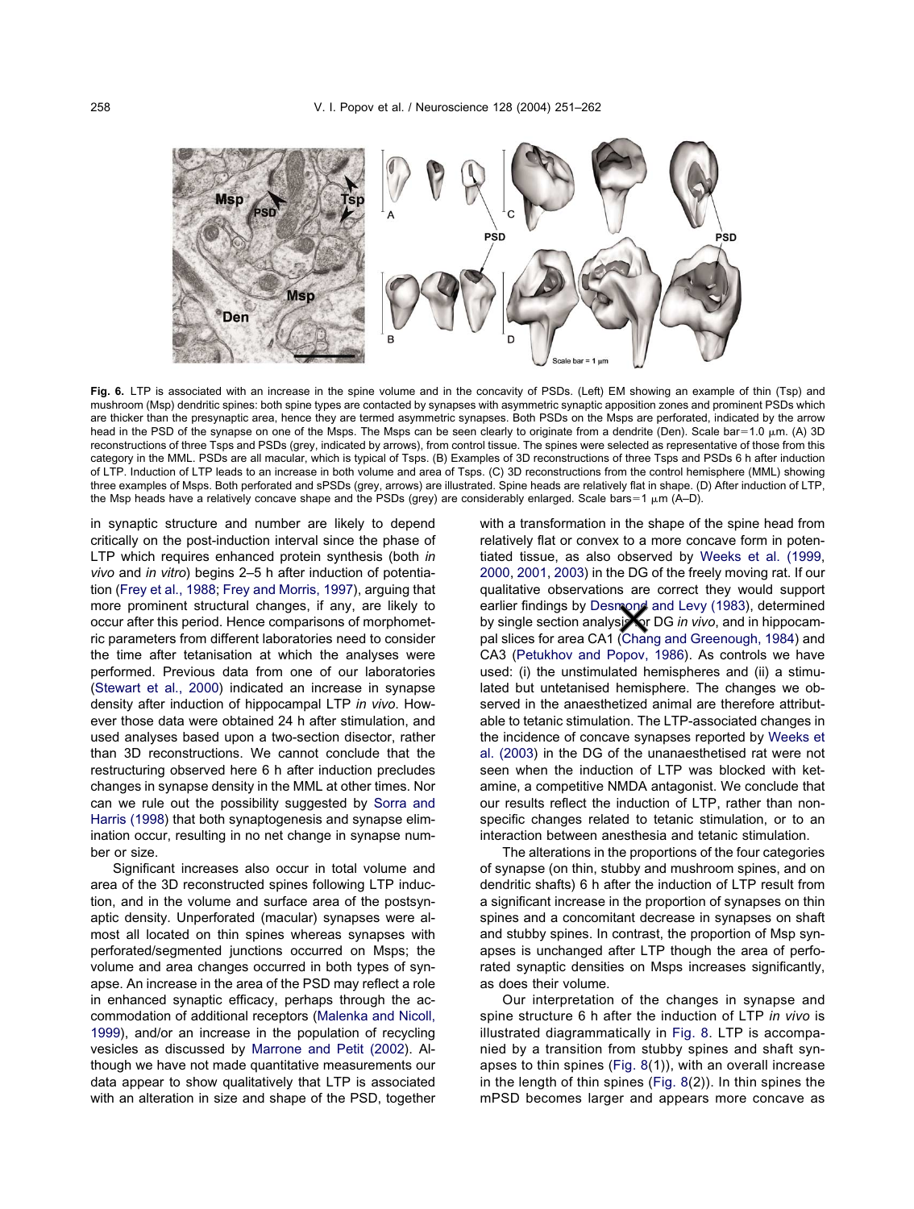**Fig. 6.** LTP is associated with an increase in the spine volume and in the concavity of PSDs. (Left) EM showing an example of thin (Tsp) and mushroom (Msp) dendritic spines: both spine types are contacted by synapses with asymmetric synaptic apposition zones and prominent PSDs which are thicker than the presynaptic area, hence they are termed asymmetric synapses. Both PSDs on the Msps are perforated, indicated by the arrow head in the PSD of the synapse on one of the Msps. The Msps can be seen clearly to originate from a dendrite (Den). Scale bar=1.0 μm. (A) 3D reconstructions of three Tsps and PSDs (grey, indicated by arrows), from control tissue. The spines were selected as representative of those from this category in the MML. PSDs are all macular, which is typical of Tsps. (B) Examples of 3D reconstructions of three Tsps and PSDs 6 h after induction of LTP. Induction of LTP leads to an increase in both volume and area of Tsps. (C) 3D reconstructions from the control hemisphere (MML) showing three examples of Msps. Both perforated and sPSDs (grey, arrows) are illustrated. Spine heads are relatively flat in shape. (D) After induction of LTP, the Msp heads have a relatively concave shape and the PSDs (grey) are considerably enlarged. Scale bars=1 μm (A–D).

in synaptic structure and number are likely to depend critically on the post-induction interval since the phase of LTP which requires enhanced protein synthesis (both *in vivo* and *in vitro*) begins 2–5 h after induction of potentiation (Frey et al., 1988; Frey and Morris, 1997), arguing that more prominent structural changes, if any, are likely to occur after this period. Hence comparisons of morphometric parameters from different laboratories need to consider the time after tetanisation at which the analyses were performed. Previous data from one of our laboratories (Stewart et al., 2000) indicated an increase in synapse density after induction of hippocampal LTP *in vivo*. However those data were obtained 24 h after stimulation, and used analyses based upon a two-section disector, rather than 3D reconstructions. We cannot conclude that the restructuring observed here 6 h after induction precludes changes in synapse density in the MML at other times. Nor can we rule out the possibility suggested by Sorra and Harris (1998) that both synaptogenesis and synapse elimination occur, resulting in no net change in synapse number or size.

Significant increases also occur in total volume and area of the 3D reconstructed spines following LTP induction, and in the volume and surface area of the postsynaptic density. Unperforated (macular) synapses were almost all located on thin spines whereas synapses with perforated/segmented junctions occurred on Msps; the volume and area changes occurred in both types of synapse. An increase in the area of the PSD may reflect a role in enhanced synaptic efficacy, perhaps through the accommodation of additional receptors (Malenka and Nicoll, 1999), and/or an increase in the population of recycling vesicles as discussed by Marrone and Petit (2002). Although we have not made quantitative measurements our data appear to show qualitatively that LTP is associated with an alteration in size and shape of the PSD, together with a transformation in the shape of the spine head from relatively flat or convex to a more concave form in potentiated tissue, as also observed by Weeks et al. (1999, 2000, 2001, 2003) in the DG of the freely moving rat. If our qualitative observations are correct they would support earlier findings by Desmond and Levy (1983), determined by single section analysis for DG *in vivo*, and in hippocampal slices for area CA1 (Chang and Greenough, 1984) and CA3 (Petukhov and Popov, 1986). As controls we have used: (i) the unstimulated hemispheres and (ii) a stimulated but untetanised hemisphere. The changes we observed in the anaesthetized animal are therefore attributable to tetanic stimulation. The LTP-associated changes in the incidence of concave synapses reported by Weeks et al. (2003) in the DG of the unanaesthetised rat were not seen when the induction of LTP was blocked with ketamine, a competitive NMDA antagonist. We conclude that our results reflect the induction of LTP, rather than non-specific changes related to tetanic stimulation, or to an interaction between anesthesia and tetanic stimulation.

The alterations in the proportions of the four categories of synapse (on thin, stubby and mushroom spines, and on dendritic shafts) 6 h after the induction of LTP result from a significant increase in the proportion of synapses on thin spines and a concomitant decrease in synapses on shaft and stubby spines. In contrast, the proportion of Msp synapses is unchanged after LTP though the area of perforated synaptic densities on Msps increases significantly, as does their volume.

Our interpretation of the changes in synapse and spine structure 6 h after the induction of LTP *in vivo* is illustrated diagrammatically in Fig. 8. LTP is accompanied by a transition from stubby spines and shaft synapses to thin spines (Fig. 8(1)), with an overall increase in the length of thin spines (Fig. 8(2)). In thin spines the mPSD becomes larger and appears more concave as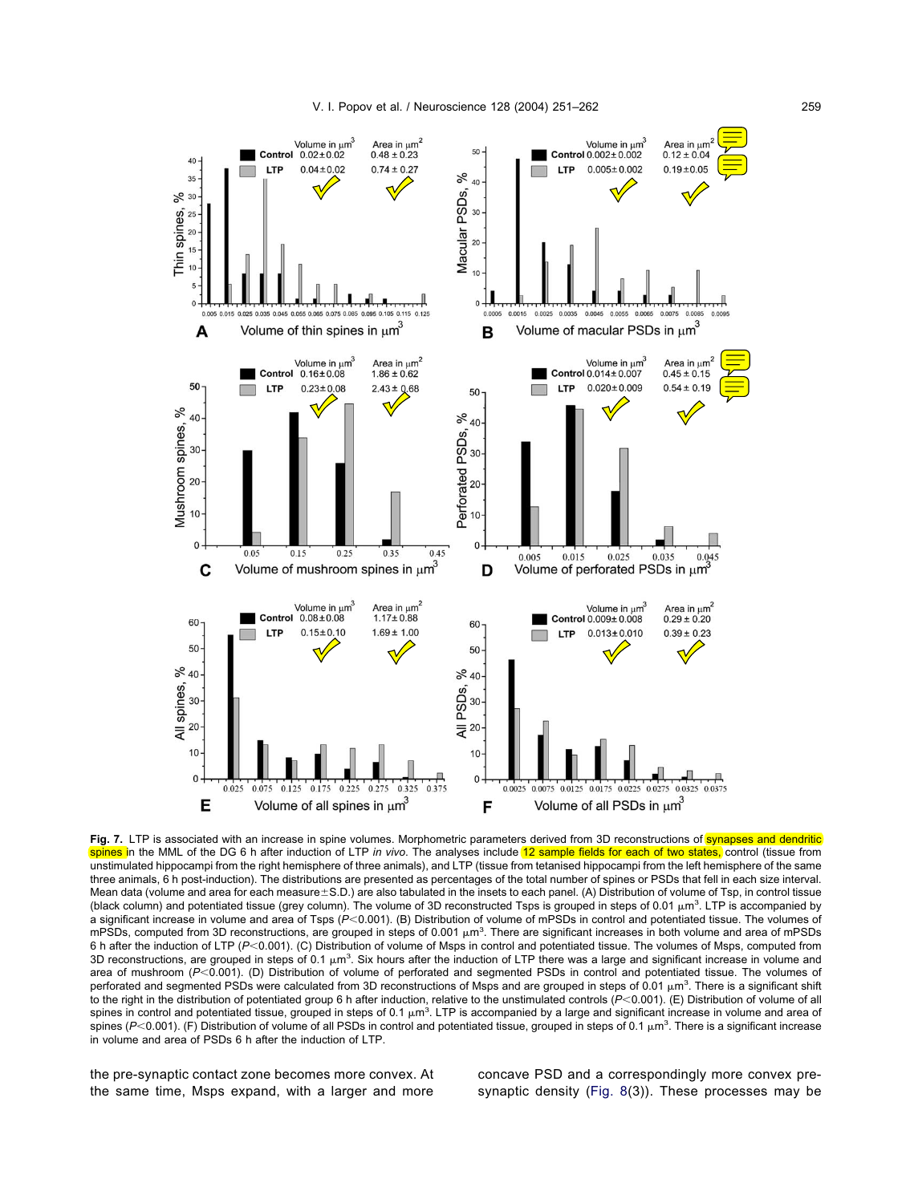**Fig. 7.** LTP is associated with an increase in spine volumes. Morphometric parameters derived from 3D reconstructions of synapses and dendritic spines in the MML of the DG 6 h after induction of LTP *in vivo*. The analyses include 12 sample fields for each of two states, control (tissue from unstimulated hippocampi from the right hemisphere of three animals), and LTP (tissue from tetanised hippocampi from the left hemisphere of the same three animals, 6 h post-induction). The distributions are presented as percentages of the total number of spines or PSDs that fell in each size interval. Mean data (volume and area for each measure±S.D.) are also tabulated in the insets to each panel. (A) Distribution of volume of Tsp, in control tissue (black column) and potentiated tissue (grey column). The volume of 3D reconstructed Tsps is grouped in steps of 0.01 $\mu m^3$. LTP is accompanied by a significant increase in volume and area of Tsps ($P<0.001$). (B) Distribution of volume of mPSDs in control and potentiated tissue. The volumes of mPSDs, computed from 3D reconstructions, are grouped in steps of 0.001 $\mu m^3$. There are significant increases in both volume and area of mPSDs 6 h after the induction of LTP ($P<0.001$). (C) Distribution of volume of Msps in control and potentiated tissue. The volumes of Msps, computed from 3D reconstructions, are grouped in steps of 0.1 $\mu m^3$. Six hours after the induction of LTP there was a large and significant increase in volume and area of mushroom ($P<0.001$). (D) Distribution of volume of perforated and segmented PSDs in control and potentiated tissue. The volumes of perforated and segmented PSDs were calculated from 3D reconstructions of Msps and are grouped in steps of 0.01 $\mu m^3$. There is a significant shift to the right in the distribution of potentiated group 6 h after induction, relative to the unstimulated controls ($P<0.001$). (E) Distribution of volume of all spines in control and potentiated tissue, grouped in steps of 0.1 $\mu m^3$. LTP is accompanied by a large and significant increase in volume and area of spines ($P<0.001$). (F) Distribution of volume of all PSDs in control and potentiated tissue, grouped in steps of 0.1 $\mu m^3$. There is a significant increase in volume and area of PSDs 6 h after the induction of LTP.

the pre-synaptic contact zone becomes more convex. At the same time, Msps expand, with a larger and more concave PSD and a correspondingly more convex pre-synaptic density (Fig. 8(3)). These processes may be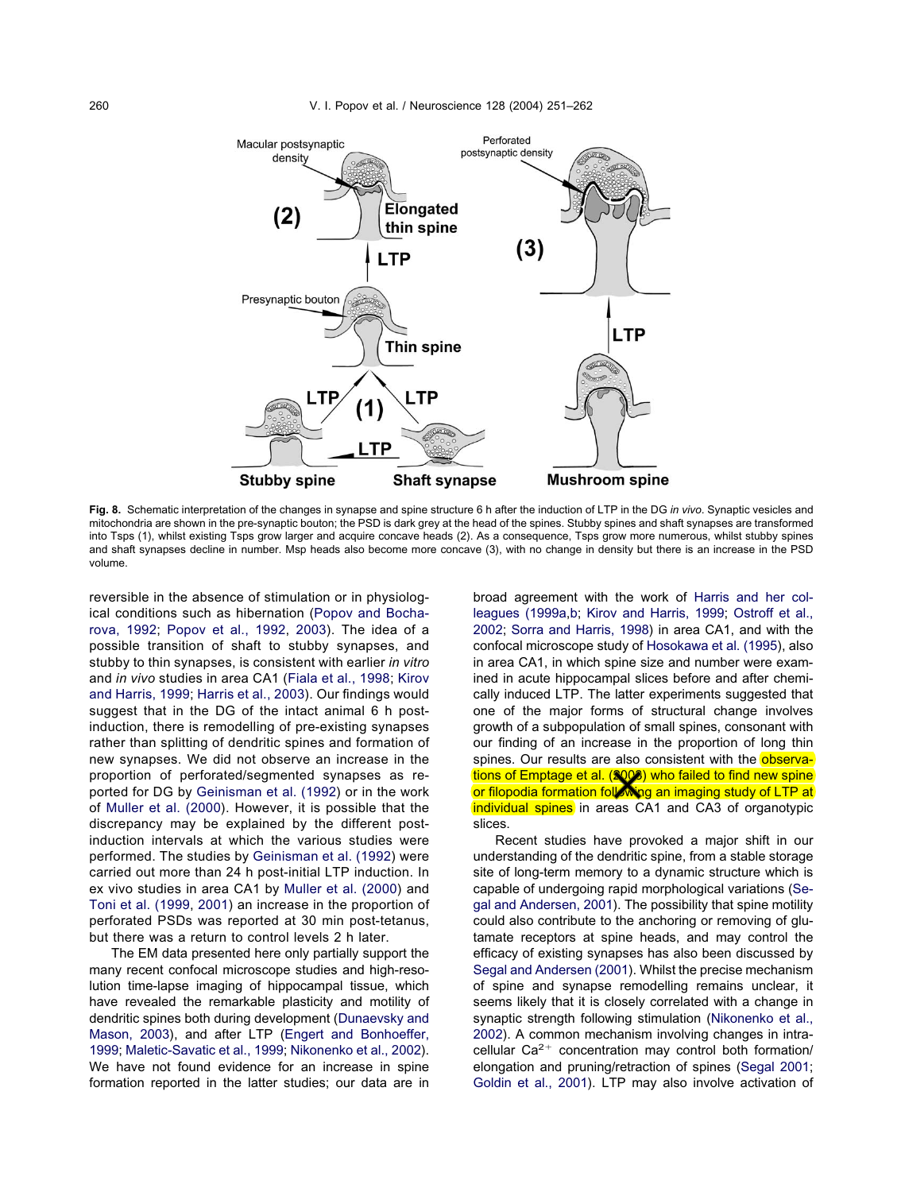**Fig. 8.** Schematic interpretation of the changes in synapse and spine structure 6 h after the induction of LTP in the DG *in vivo*. Synaptic vesicles and mitochondria are shown in the pre-synaptic bouton; the PSD is dark grey at the head of the spines. Stubby spines and shaft synapses are transformed into Tsps (1), whilst existing Tsps grow larger and acquire concave heads (2). As a consequence, Tsps grow more numerous, whilst stubby spines and shaft synapses decline in number. Msp heads also become more concave (3), with no change in density but there is an increase in the PSD volume.

reversible in the absence of stimulation or in physiological conditions such as hibernation (Popov and Bocharova, 1992; Popov et al., 1992, 2003). The idea of a possible transition of shaft to stubby synapses, and stubby to thin synapses, is consistent with earlier *in vitro* and *in vivo* studies in area CA1 (Fiala et al., 1998; Kirov and Harris, 1999; Harris et al., 2003). Our findings would suggest that in the DG of the intact animal 6 h post-induction, there is remodelling of pre-existing synapses rather than splitting of dendritic spines and formation of new synapses. We did not observe an increase in the proportion of perforated/segmented synapses as reported for DG by Geinisman et al. (1992) or in the work of Muller et al. (2000). However, it is possible that the discrepancy may be explained by the different post-induction intervals at which the various studies were performed. The studies by Geinisman et al. (1992) were carried out more than 24 h post-initial LTP induction. In ex vivo studies in area CA1 by Muller et al. (2000) and Toni et al. (1999, 2001) an increase in the proportion of perforated PSDs was reported at 30 min post-tetanus, but there was a return to control levels 2 h later.

The EM data presented here only partially support the many recent confocal microscope studies and high-resolution time-lapse imaging of hippocampal tissue, which have revealed the remarkable plasticity and motility of dendritic spines both during development (Dunaevsky and Mason, 2003), and after LTP (Engert and Bonhoeffer, 1999; Maletic-Savatic et al., 1999; Nikonenko et al., 2002). We have not found evidence for an increase in spine formation reported in the latter studies; our data are in broad agreement with the work of Harris and her colleagues (1999a,b; Kirov and Harris, 1999; Ostroff et al., 2002; Sorra and Harris, 1998) in area CA1, and with the confocal microscope study of Hosokawa et al. (1995), also in area CA1, in which spine size and number were examined in acute hippocampal slices before and after chemically induced LTP. The latter experiments suggested that one of the major forms of structural change involves growth of a subpopulation of small spines, consonant with our finding of an increase in the proportion of long thin spines. Our results are also consistent with the observations of Emptage et al. (2003) who failed to find new spine or filopodia formation following an imaging study of LTP at individual spines in areas CA1 and CA3 of organotypic slices.

Recent studies have provoked a major shift in our understanding of the dendritic spine, from a stable storage site of long-term memory to a dynamic structure which is capable of undergoing rapid morphological variations (Segal and Andersen, 2001). The possibility that spine motility could also contribute to the anchoring or removing of glutamate receptors at spine heads, and may control the efficacy of existing synapses has also been discussed by Segal and Andersen (2001). Whilst the precise mechanism of spine and synapse remodelling remains unclear, it seems likely that it is closely correlated with a change in synaptic strength following stimulation (Nikonenko et al., 2002). A common mechanism involving changes in intracellular $Ca^{2+}$ concentration may control both formation/elongation and pruning/retraction of spines (Segal 2001; Goldin et al., 2001). LTP may also involve activation of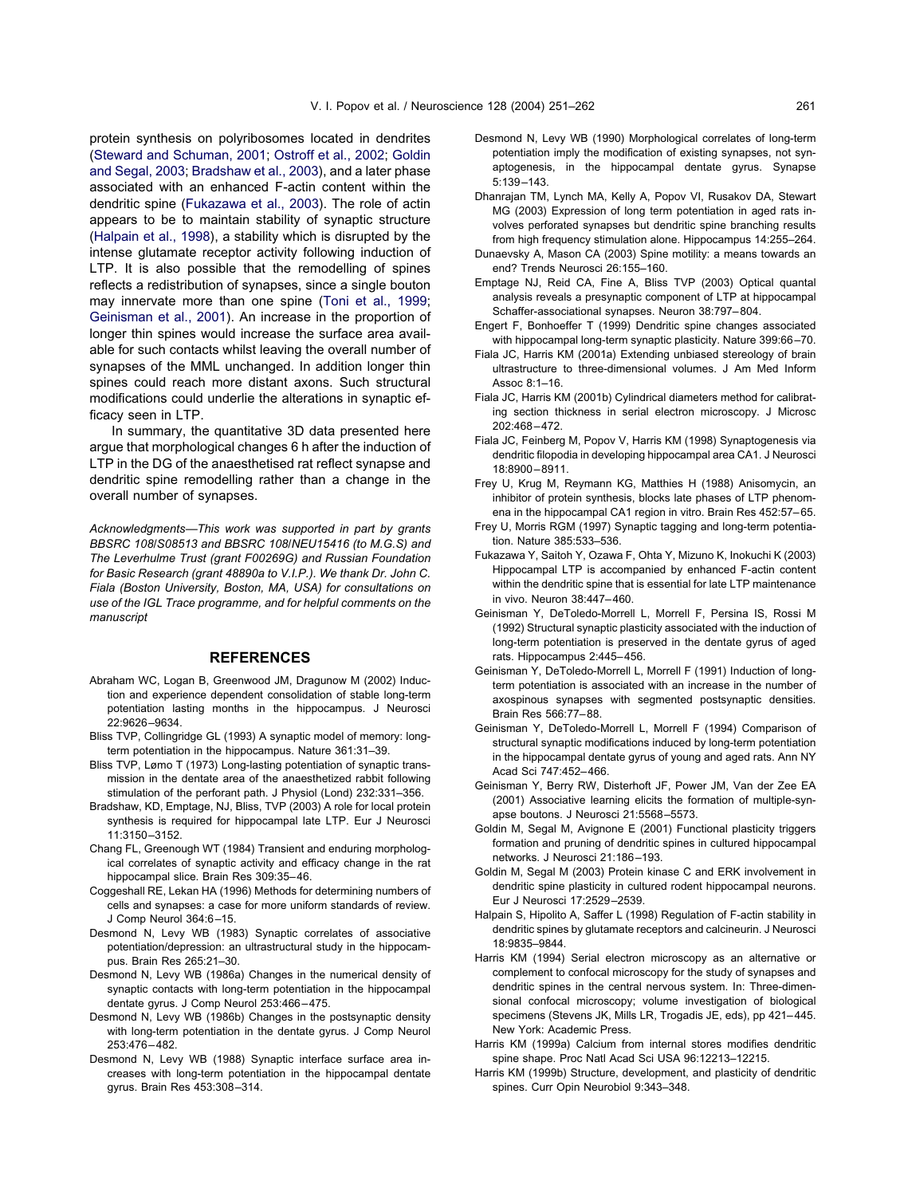protein synthesis on polyribosomes located in dendrites (Steward and Schuman, 2001; Ostroff et al., 2002; Goldin and Segal, 2003; Bradshaw et al., 2003), and a later phase associated with an enhanced F-actin content within the dendritic spine (Fukazawa et al., 2003). The role of actin appears to be to maintain stability of synaptic structure (Halpain et al., 1998), a stability which is disrupted by the intense glutamate receptor activity following induction of LTP. It is also possible that the remodelling of spines reflects a redistribution of synapses, since a single bouton may innervate more than one spine (Toni et al., 1999; Geinisman et al., 2001). An increase in the proportion of longer thin spines would increase the surface area available for such contacts whilst leaving the overall number of synapses of the MML unchanged. In addition longer thin spines could reach more distant axons. Such structural modifications could underlie the alterations in synaptic efficacy seen in LTP.

In summary, the quantitative 3D data presented here argue that morphological changes 6 h after the induction of LTP in the DG of the anaesthetised rat reflect synapse and dendritic spine remodelling rather than a change in the overall number of synapses.

*Acknowledgments—This work was supported in part by grants BBSRC 108/S08513 and BBSRC 108/NEU15416 (to M.G.S) and The Leverhulme Trust (grant F00269G) and Russian Foundation for Basic Research (grant 48890a to V.I.P.). We thank Dr. John C. Fiala (Boston University, Boston, MA, USA) for consultations on use of the IGL Trace programme, and for helpful comments on the manuscript*

## REFERENCES

Abraham WC, Logan B, Greenwood JM, Dragunow M (2002) Induction and experience dependent consolidation of stable long-term potentiation lasting months in the hippocampus. J Neurosci 22:9626–9634.

Bliss TVP, Collingridge GL (1993) A synaptic model of memory: long-term potentiation in the hippocampus. Nature 361:31–39.

Bliss TVP, Lømo T (1973) Long-lasting potentiation of synaptic transmission in the dentate area of the anaesthetized rabbit following stimulation of the perforant path. J Physiol (Lond) 232:331–356.

Bradshaw, KD, Emptage, NJ, Bliss, TVP (2003) A role for local protein synthesis is required for hippocampal late LTP. Eur J Neurosci 11:3150–3152.

Chang FL, Greenough WT (1984) Transient and enduring morphological correlates of synaptic activity and efficacy change in the rat hippocampal slice. Brain Res 309:35–46.

Coggeshall RE, Lekan HA (1996) Methods for determining numbers of cells and synapses: a case for more uniform standards of review. J Comp Neurol 364:6–15.

Desmond N, Levy WB (1983) Synaptic correlates of associative potentiation/depression: an ultrastructural study in the hippocampus. Brain Res 265:21–30.

Desmond N, Levy WB (1986a) Changes in the numerical density of synaptic contacts with long-term potentiation in the hippocampal dentate gyrus. J Comp Neurol 253:466–475.

Desmond N, Levy WB (1986b) Changes in the postsynaptic density with long-term potentiation in the dentate gyrus. J Comp Neurol 253:476–482.

Desmond N, Levy WB (1988) Synaptic interface surface area increases with long-term potentiation in the hippocampal dentate gyrus. Brain Res 453:308–314.

Desmond N, Levy WB (1990) Morphological correlates of long-term potentiation imply the modification of existing synapses, not synaptogenesis, in the hippocampal dentate gyrus. Synapse 5:139–143.

Dhanrajan TM, Lynch MA, Kelly A, Popov VI, Rusakov DA, Stewart MG (2003) Expression of long term potentiation in aged rats involves perforated synapses but dendritic spine branching results from high frequency stimulation alone. Hippocampus 14:255–264.

Dunaevsky A, Mason CA (2003) Spine motility: a means towards an end? Trends Neurosci 26:155–160.

Emptage NJ, Reid CA, Fine A, Bliss TVP (2003) Optical quantal analysis reveals a presynaptic component of LTP at hippocampal Schaffer-associational synapses. Neuron 38:797–804.

Engert F, Bonhoeffer T (1999) Dendritic spine changes associated with hippocampal long-term synaptic plasticity. Nature 399:66–70.

Fiala JC, Harris KM (2001a) Extending unbiased stereology of brain ultrastructure to three-dimensional volumes. J Am Med Inform Assoc 8:1–16.

Fiala JC, Harris KM (2001b) Cylindrical diameters method for calibrating section thickness in serial electron microscopy. J Microsc 202:468–472.

Fiala JC, Feinberg M, Popov V, Harris KM (1998) Synaptogenesis via dendritic filopodia in developing hippocampal area CA1. J Neurosci 18:8900–8911.

Frey U, Krug M, Reymann KG, Matthies H (1988) Anisomycin, an inhibitor of protein synthesis, blocks late phases of LTP phenomena in the hippocampal CA1 region in vitro. Brain Res 452:57–65.

Frey U, Morris RGM (1997) Synaptic tagging and long-term potentiation. Nature 385:533–536.

Fukazawa Y, Saitoh Y, Ozawa F, Ohta Y, Mizuno K, Inokuchi K (2003) Hippocampal LTP is accompanied by enhanced F-actin content within the dendritic spine that is essential for late LTP maintenance in vivo. Neuron 38:447–460.

Geinisman Y, DeToledo-Morrell L, Morrell F, Persina IS, Rossi M (1992) Structural synaptic plasticity associated with the induction of long-term potentiation is preserved in the dentate gyrus of aged rats. Hippocampus 2:445–456.

Geinisman Y, DeToledo-Morrell L, Morrell F (1991) Induction of long-term potentiation is associated with an increase in the number of axospinous synapses with segmented postsynaptic densities. Brain Res 566:77–88.

Geinisman Y, DeToledo-Morrell L, Morrell F (1994) Comparison of structural synaptic modifications induced by long-term potentiation in the hippocampal dentate gyrus of young and aged rats. Ann NY Acad Sci 747:452–466.

Geinisman Y, Berry RW, Disterhoft JF, Power JM, Van der Zee EA (2001) Associative learning elicits the formation of multiple-synapse boutons. J Neurosci 21:5568–5573.

Goldin M, Segal M, Avignone E (2001) Functional plasticity triggers formation and pruning of dendritic spines in cultured hippocampal networks. J Neurosci 21:186–193.

Goldin M, Segal M (2003) Protein kinase C and ERK involvement in dendritic spine plasticity in cultured rodent hippocampal neurons. Eur J Neurosci 17:2529–2539.

Halpain S, Hipolito A, Saffer L (1998) Regulation of F-actin stability in dendritic spines by glutamate receptors and calcineurin. J Neurosci 18:9835–9844.

Harris KM (1994) Serial electron microscopy as an alternative or complement to confocal microscopy for the study of synapses and dendritic spines in the central nervous system. In: Three-dimensional confocal microscopy; volume investigation of biological specimens (Stevens JK, Mills LR, Trogadis JE, eds), pp 421–445. New York: Academic Press.

Harris KM (1999a) Calcium from internal stores modifies dendritic spine shape. Proc Natl Acad Sci USA 96:12213–12215.

Harris KM (1999b) Structure, development, and plasticity of dendritic spines. Curr Opin Neurobiol 9:343–348.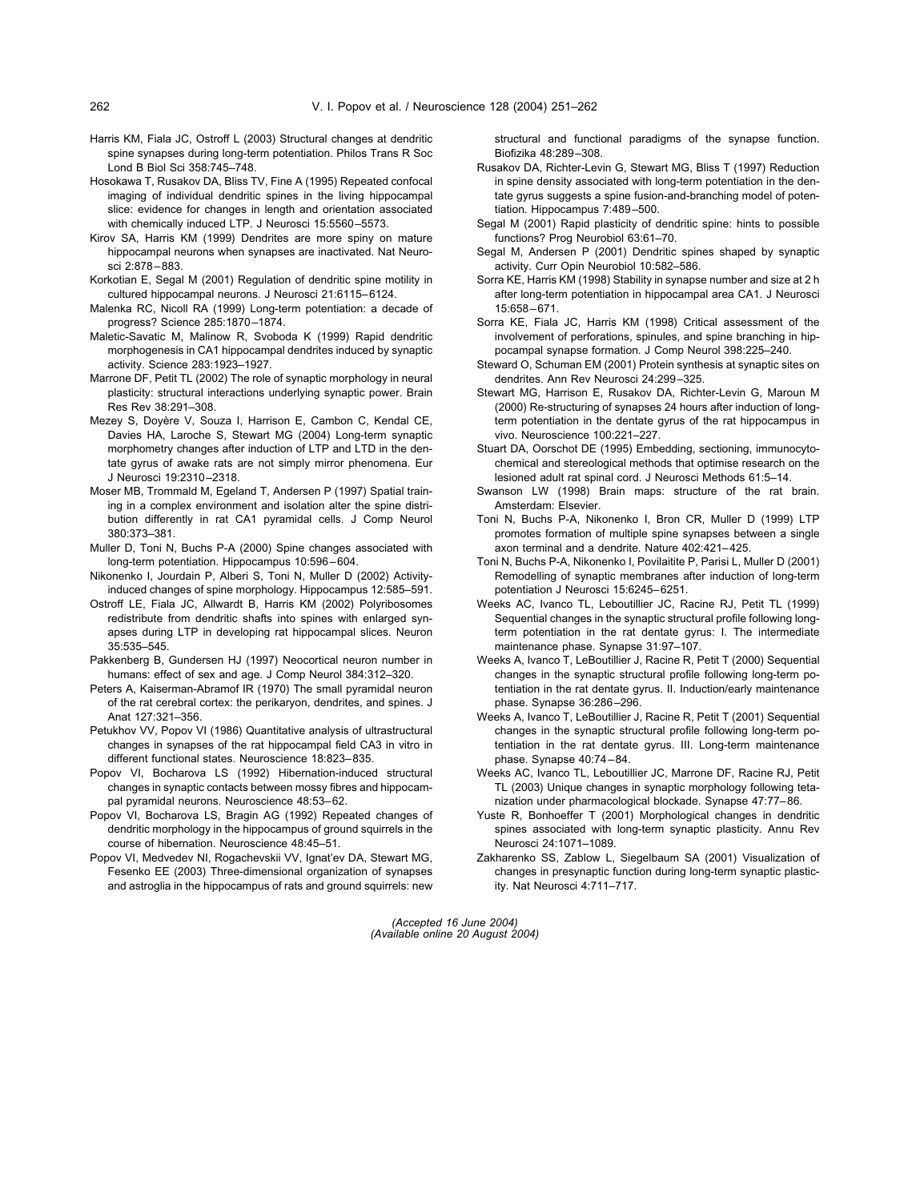Harris KM, Fiala JC, Ostroff L (2003) Structural changes at dendritic spine synapses during long-term potentiation. Philos Trans R Soc Lond B Biol Sci 358:745–748.

Hosokawa T, Rusakov DA, Bliss TV, Fine A (1995) Repeated confocal imaging of individual dendritic spines in the living hippocampal slice: evidence for changes in length and orientation associated with chemically induced LTP. J Neurosci 15:5560–5573.

Kirov SA, Harris KM (1999) Dendrites are more spiny on mature hippocampal neurons when synapses are inactivated. Nat Neurosci 2:878–883.

Korkotian E, Segal M (2001) Regulation of dendritic spine motility in cultured hippocampal neurons. J Neurosci 21:6115–6124.

Malenka RC, Nicoll RA (1999) Long-term potentiation: a decade of progress? Science 285:1870–1874.

Maletic-Savatic M, Malinow R, Svoboda K (1999) Rapid dendritic morphogenesis in CA1 hippocampal dendrites induced by synaptic activity. Science 283:1923–1927.

Marrone DF, Petit TL (2002) The role of synaptic morphology in neural plasticity: structural interactions underlying synaptic power. Brain Res Rev 38:291–308.

Mezey S, Doyère V, Souza I, Harrison E, Cambon C, Kendal CE, Davies HA, Laroche S, Stewart MG (2004) Long-term synaptic morphometry changes after induction of LTP and LTD in the dentate gyrus of awake rats are not simply mirror phenomena. Eur J Neurosci 19:2310–2318.

Moser MB, Trommald M, Egeland T, Andersen P (1997) Spatial training in a complex environment and isolation alter the spine distribution differently in rat CA1 pyramidal cells. J Comp Neurol 380:373–381.

Muller D, Toni N, Buchs P-A (2000) Spine changes associated with long-term potentiation. Hippocampus 10:596–604.

Nikonenko I, Jourdain P, Alberi S, Toni N, Muller D (2002) Activity-induced changes of spine morphology. Hippocampus 12:585–591.

Ostroff LE, Fiala JC, Allwardt B, Harris KM (2002) Polyribosomes redistribute from dendritic shafts into spines with enlarged synapses during LTP in developing rat hippocampal slices. Neuron 35:535–545.

Pakkenberg B, Gundersen HJ (1997) Neocortical neuron number in humans: effect of sex and age. J Comp Neurol 384:312–320.

Peters A, Kaiserman-Abramof IR (1970) The small pyramidal neuron of the rat cerebral cortex: the perikaryon, dendrites, and spines. J Anat 127:321–356.

Petukhov VV, Popov VI (1986) Quantitative analysis of ultrastructural changes in synapses of the rat hippocampal field CA3 in vitro in different functional states. Neuroscience 18:823–835.

Popov VI, Bocharova LS (1992) Hibernation-induced structural changes in synaptic contacts between mossy fibres and hippocampal pyramidal neurons. Neuroscience 48:53–62.

Popov VI, Bocharova LS, Bragin AG (1992) Repeated changes of dendritic morphology in the hippocampus of ground squirrels in the course of hibernation. Neuroscience 48:45–51.

Popov VI, Medvedev NI, Rogachevskii VV, Ignat'ev DA, Stewart MG, Fesenko EE (2003) Three-dimensional organization of synapses and astroglia in the hippocampus of rats and ground squirrels: new structural and functional paradigms of the synapse function. Biofizika 48:289–308.

Rusakov DA, Richter-Levin G, Stewart MG, Bliss T (1997) Reduction in spine density associated with long-term potentiation in the dentate gyrus suggests a spine fusion-and-branching model of potentiation. Hippocampus 7:489–500.

Segal M (2001) Rapid plasticity of dendritic spine: hints to possible functions? Prog Neurobiol 63:61–70.

Segal M, Andersen P (2001) Dendritic spines shaped by synaptic activity. Curr Opin Neurobiol 10:582–586.

Sorra KE, Harris KM (1998) Stability in synapse number and size at 2 h after long-term potentiation in hippocampal area CA1. J Neurosci 15:658–671.

Sorra KE, Fiala JC, Harris KM (1998) Critical assessment of the involvement of perforations, spinules, and spine branching in hippocampal synapse formation. J Comp Neurol 398:225–240.

Steward O, Schuman EM (2001) Protein synthesis at synaptic sites on dendrites. Ann Rev Neurosci 24:299–325.

Stewart MG, Harrison E, Rusakov DA, Richter-Levin G, Maroun M (2000) Re-structuring of synapses 24 hours after induction of long-term potentiation in the dentate gyrus of the rat hippocampus in vivo. Neuroscience 100:221–227.

Stuart DA, Oorschot DE (1995) Embedding, sectioning, immunocytochemical and stereological methods that optimise research on the lesioned adult rat spinal cord. J Neurosci Methods 61:5–14.

Swanson LW (1998) Brain maps: structure of the rat brain. Amsterdam: Elsevier.

Toni N, Buchs P-A, Nikonenko I, Bron CR, Muller D (1999) LTP promotes formation of multiple spine synapses between a single axon terminal and a dendrite. Nature 402:421–425.

Toni N, Buchs P-A, Nikonenko I, Povilaitite P, Parisi L, Muller D (2001) Remodelling of synaptic membranes after induction of long-term potentiation J Neurosci 15:6245–6251.

Weeks AC, Ivanco TL, Leboutillier JC, Racine RJ, Petit TL (1999) Sequential changes in the synaptic structural profile following long-term potentiation in the rat dentate gyrus: I. The intermediate maintenance phase. Synapse 31:97–107.

Weeks A, Ivanco T, LeBoutillier J, Racine R, Petit T (2000) Sequential changes in the synaptic structural profile following long-term potentiation in the rat dentate gyrus. II. Induction/early maintenance phase. Synapse 36:286–296.

Weeks A, Ivanco T, LeBoutillier J, Racine R, Petit T (2001) Sequential changes in the synaptic structural profile following long-term potentiation in the rat dentate gyrus. III. Long-term maintenance phase. Synapse 40:74–84.

Weeks AC, Ivanco TL, Leboutillier JC, Marrone DF, Racine RJ, Petit TL (2003) Unique changes in synaptic morphology following tetanization under pharmacological blockade. Synapse 47:77–86.

Yuste R, Bonhoeffer T (2001) Morphological changes in dendritic spines associated with long-term synaptic plasticity. Annu Rev Neurosci 24:1071–1089.

Zakharenko SS, Zablow L, Siegelbaum SA (2001) Visualization of changes in presynaptic function during long-term synaptic plasticity. Nat Neurosci 4:711–717.

*(Accepted 16 June 2004)*
*(Available online 20 August 2004)*